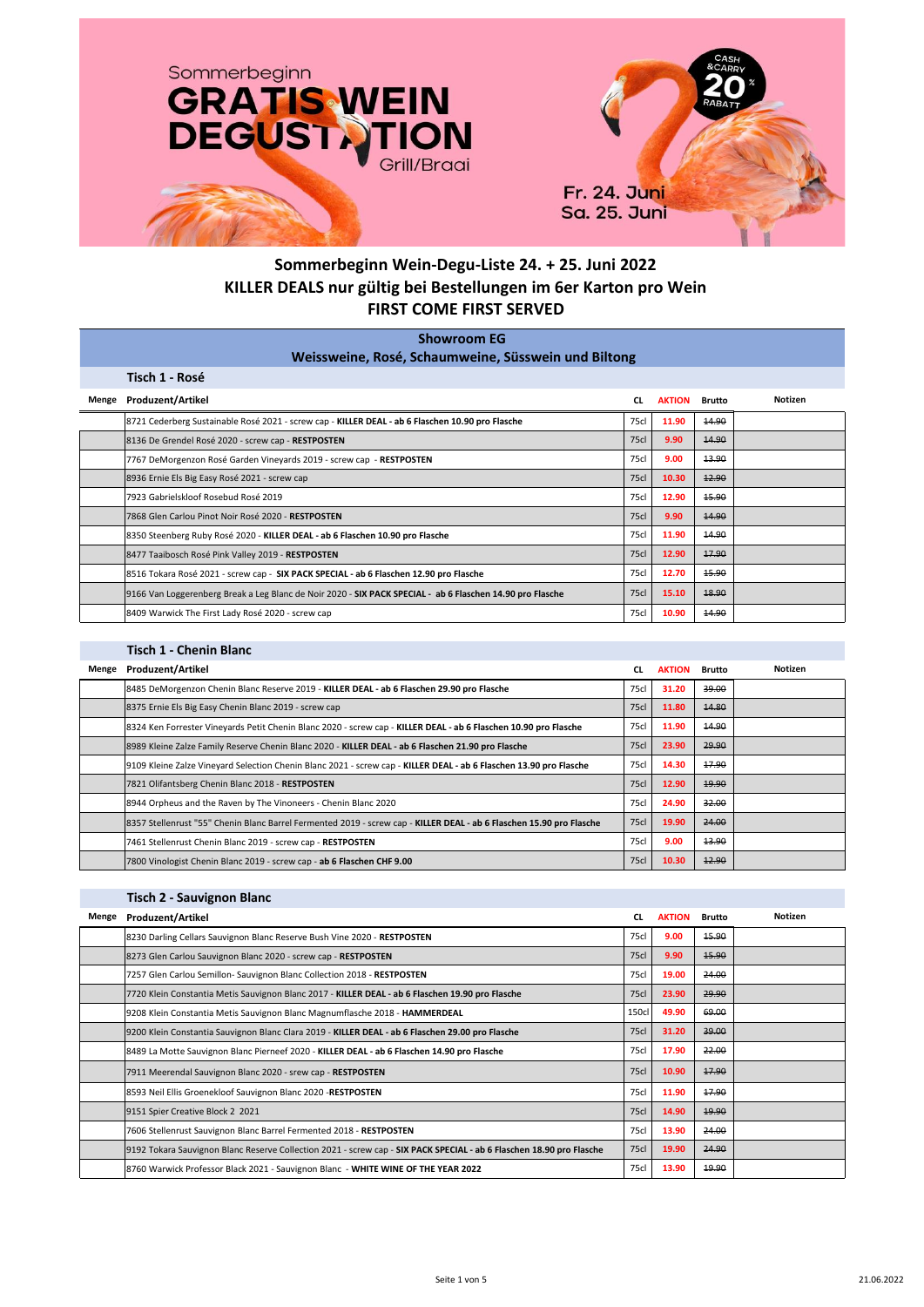Sommerbeginn

# GRATIS WEIN DEGUSTATION

Grill/Braai

CASH &CARRY 20 % RABATT

Fr. 24. Juni
Sa. 25. Juni

## Sommerbeginn Wein-Degu-Liste 24. + 25. Juni 2022
## KILLER DEALS nur gültig bei Bestellungen im 6er Karton pro Wein
## FIRST COME FIRST SERVED

### Showroom EG
### Weissweine, Rosé, Schaumweine, Süsswein und Biltong

#### Tisch 1 - Rosé

| Menge | Produzent/Artikel | CL | AKTION | Brutto | Notizen |
|---|---|---|---|---|---|
| | 8721 Cederberg Sustainable Rosé 2021 - screw cap - **KILLER DEAL - ab 6 Flaschen 10.90 pro Flasche** | 75cl | 11.90 | ~~14.90~~ | |
| | 8136 De Grendel Rosé 2020 - screw cap - **RESTPOSTEN** | 75cl | 9.90 | ~~14.90~~ | |
| | 7767 DeMorgenzon Rosé Garden Vineyards 2019 - screw cap - **RESTPOSTEN** | 75cl | 9.00 | ~~13.90~~ | |
| | 8936 Ernie Els Big Easy Rosé 2021 - screw cap | 75cl | 10.30 | ~~12.90~~ | |
| | 7923 Gabrielskloof Rosebud Rosé 2019 | 75cl | 12.90 | ~~15.90~~ | |
| | 7868 Glen Carlou Pinot Noir Rosé 2020 - **RESTPOSTEN** | 75cl | 9.90 | ~~14.90~~ | |
| | 8350 Steenberg Ruby Rosé 2020 - **KILLER DEAL - ab 6 Flaschen 10.90 pro Flasche** | 75cl | 11.90 | ~~14.90~~ | |
| | 8477 Taaibosch Rosé Pink Valley 2019 - **RESTPOSTEN** | 75cl | 12.90 | ~~17.90~~ | |
| | 8516 Tokara Rosé 2021 - screw cap - **SIX PACK SPECIAL - ab 6 Flaschen 12.90 pro Flasche** | 75cl | 12.70 | ~~15.90~~ | |
| | 9166 Van Loggerenberg Break a Leg Blanc de Noir 2020 - **SIX PACK SPECIAL - ab 6 Flaschen 14.90 pro Flasche** | 75cl | 15.10 | ~~18.90~~ | |
| | 8409 Warwick The First Lady Rosé 2020 - screw cap | 75cl | 10.90 | ~~14.90~~ | |

#### Tisch 1 - Chenin Blanc

| Menge | Produzent/Artikel | CL | AKTION | Brutto | Notizen |
|---|---|---|---|---|---|
| | 8485 DeMorgenzon Chenin Blanc Reserve 2019 - **KILLER DEAL - ab 6 Flaschen 29.90 pro Flasche** | 75cl | 31.20 | ~~39.00~~ | |
| | 8375 Ernie Els Big Easy Chenin Blanc 2019 - screw cap | 75cl | 11.80 | ~~14.80~~ | |
| | 8324 Ken Forrester Vineyards Petit Chenin Blanc 2020 - screw cap - **KILLER DEAL - ab 6 Flaschen 10.90 pro Flasche** | 75cl | 11.90 | ~~14.90~~ | |
| | 8989 Kleine Zalze Family Reserve Chenin Blanc 2020 - **KILLER DEAL - ab 6 Flaschen 21.90 pro Flasche** | 75cl | 23.90 | ~~29.90~~ | |
| | 9109 Kleine Zalze Vineyard Selection Chenin Blanc 2021 - screw cap - **KILLER DEAL - ab 6 Flaschen 13.90 pro Flasche** | 75cl | 14.30 | ~~17.90~~ | |
| | 7821 Olifantsberg Chenin Blanc 2018 - **RESTPOSTEN** | 75cl | 12.90 | ~~19.90~~ | |
| | 8944 Orpheus and the Raven by The Vinoneers - Chenin Blanc 2020 | 75cl | 24.90 | ~~32.00~~ | |
| | 8357 Stellenrust "55" Chenin Blanc Barrel Fermented 2019 - screw cap - **KILLER DEAL - ab 6 Flaschen 15.90 pro Flasche** | 75cl | 19.90 | ~~24.00~~ | |
| | 7461 Stellenrust Chenin Blanc 2019 - screw cap - **RESTPOSTEN** | 75cl | 9.00 | ~~13.90~~ | |
| | 7800 Vinologist Chenin Blanc 2019 - screw cap - **ab 6 Flaschen CHF 9.00** | 75cl | 10.30 | ~~12.90~~ | |

#### Tisch 2 - Sauvignon Blanc

| Menge | Produzent/Artikel | CL | AKTION | Brutto | Notizen |
|---|---|---|---|---|---|
| | 8230 Darling Cellars Sauvignon Blanc Reserve Bush Vine 2020 - **RESTPOSTEN** | 75cl | 9.00 | ~~15.90~~ | |
| | 8273 Glen Carlou Sauvignon Blanc 2020 - screw cap - **RESTPOSTEN** | 75cl | 9.90 | ~~15.90~~ | |
| | 7257 Glen Carlou Semillon- Sauvignon Blanc Collection 2018 - **RESTPOSTEN** | 75cl | 19.00 | ~~24.00~~ | |
| | 7720 Klein Constantia Metis Sauvignon Blanc 2017 - **KILLER DEAL - ab 6 Flaschen 19.90 pro Flasche** | 75cl | 23.90 | ~~29.90~~ | |
| | 9208 Klein Constantia Metis Sauvignon Blanc Magnumflasche 2018 - **HAMMERDEAL** | 150cl | 49.90 | ~~69.00~~ | |
| | 9200 Klein Constantia Sauvignon Blanc Clara 2019 - **KILLER DEAL - ab 6 Flaschen 29.00 pro Flasche** | 75cl | 31.20 | ~~39.00~~ | |
| | 8489 La Motte Sauvignon Blanc Pierneef 2020 - **KILLER DEAL - ab 6 Flaschen 14.90 pro Flasche** | 75cl | 17.90 | ~~22.00~~ | |
| | 7911 Meerendal Sauvignon Blanc 2020 - srew cap - **RESTPOSTEN** | 75cl | 10.90 | ~~17.90~~ | |
| | 8593 Neil Ellis Groenekloof Sauvignon Blanc 2020 -**RESTPOSTEN** | 75cl | 11.90 | ~~17.90~~ | |
| | 9151 Spier Creative Block 2 2021 | 75cl | 14.90 | ~~19.90~~ | |
| | 7606 Stellenrust Sauvignon Blanc Barrel Fermented 2018 - **RESTPOSTEN** | 75cl | 13.90 | ~~24.00~~ | |
| | 9192 Tokara Sauvignon Blanc Reserve Collection 2021 - screw cap - **SIX PACK SPECIAL - ab 6 Flaschen 18.90 pro Flasche** | 75cl | 19.90 | ~~24.90~~ | |
| | 8760 Warwick Professor Black 2021 - Sauvignon Blanc - **WHITE WINE OF THE YEAR 2022** | 75cl | 13.90 | ~~19.90~~ | |

21.06.2022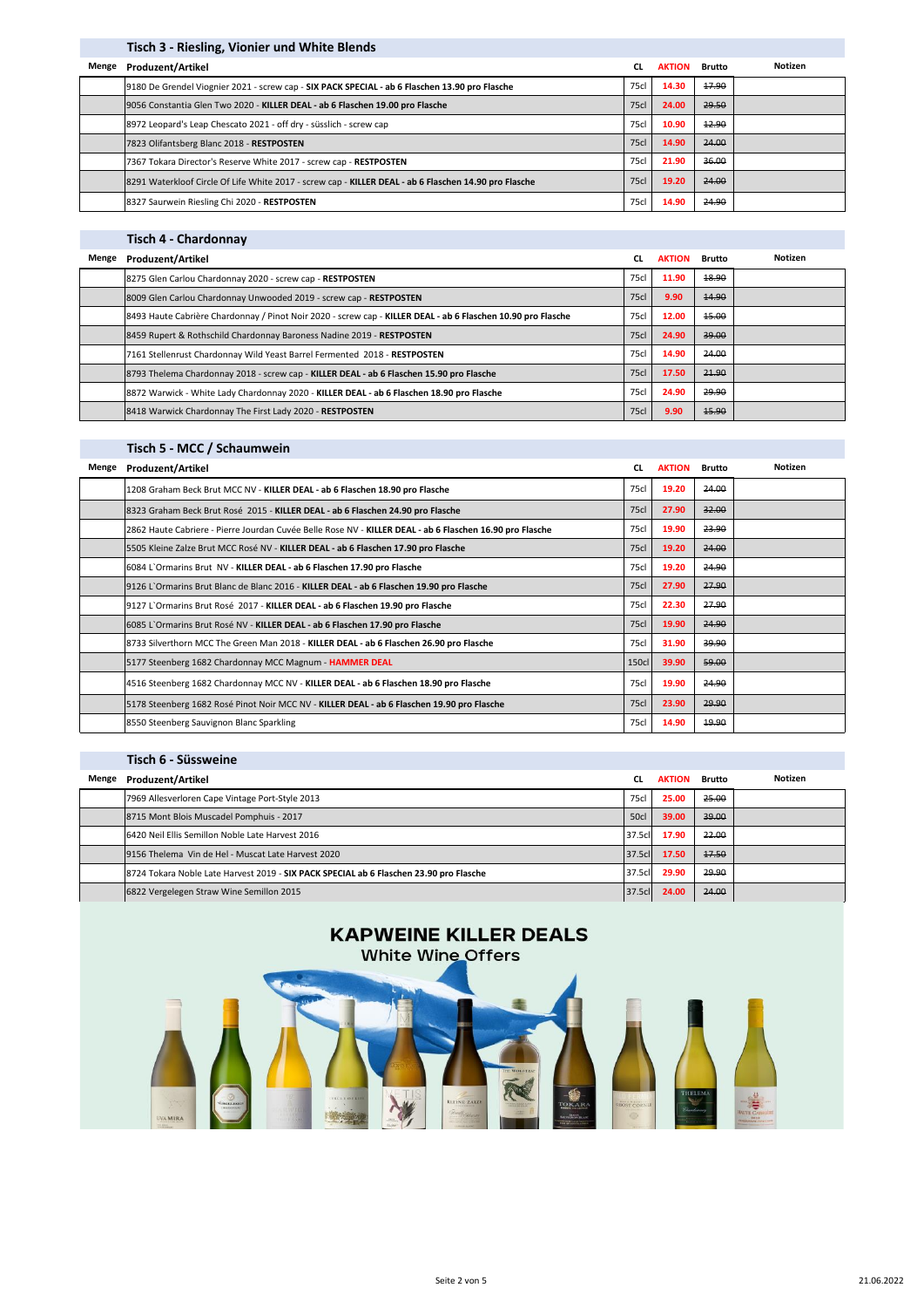## Tisch 3 - Riesling, Vionier und White Blends

| Menge | Produzent/Artikel | CL | AKTION | Brutto | Notizen |
|---|---|---|---|---|---|
| | 9180 De Grendel Viognier 2021 - screw cap - **SIX PACK SPECIAL - ab 6 Flaschen 13.90 pro Flasche** | 75cl | 14.30 | ~~17.90~~ | |
| | 9056 Constantia Glen Two 2020 - **KILLER DEAL - ab 6 Flaschen 19.00 pro Flasche** | 75cl | 24.00 | ~~29.50~~ | |
| | 8972 Leopard's Leap Chescato 2021 - off dry - süsslich - screw cap | 75cl | 10.90 | ~~12.90~~ | |
| | 7823 Olifantsberg Blanc 2018 - **RESTPOSTEN** | 75cl | 14.90 | ~~24.00~~ | |
| | 7367 Tokara Director's Reserve White 2017 - screw cap - **RESTPOSTEN** | 75cl | 21.90 | ~~36.00~~ | |
| | 8291 Waterkloof Circle Of Life White 2017 - screw cap - **KILLER DEAL - ab 6 Flaschen 14.90 pro Flasche** | 75cl | 19.20 | ~~24.00~~ | |
| | 8327 Saurwein Riesling Chi 2020 - **RESTPOSTEN** | 75cl | 14.90 | ~~24.90~~ | |

## Tisch 4 - Chardonnay

| Menge | Produzent/Artikel | CL | AKTION | Brutto | Notizen |
|---|---|---|---|---|---|
| | 8275 Glen Carlou Chardonnay 2020 - screw cap - **RESTPOSTEN** | 75cl | 11.90 | ~~18.90~~ | |
| | 8009 Glen Carlou Chardonnay Unwooded 2019 - screw cap - **RESTPOSTEN** | 75cl | 9.90 | ~~14.90~~ | |
| | 8493 Haute Cabrière Chardonnay / Pinot Noir 2020 - screw cap - **KILLER DEAL - ab 6 Flaschen 10.90 pro Flasche** | 75cl | 12.00 | ~~15.00~~ | |
| | 8459 Rupert & Rothschild Chardonnay Baroness Nadine 2019 - **RESTPOSTEN** | 75cl | 24.90 | ~~39.00~~ | |
| | 7161 Stellenrust Chardonnay Wild Yeast Barrel Fermented 2018 - **RESTPOSTEN** | 75cl | 14.90 | ~~24.00~~ | |
| | 8793 Thelema Chardonnay 2018 - screw cap - **KILLER DEAL - ab 6 Flaschen 15.90 pro Flasche** | 75cl | 17.50 | ~~21.90~~ | |
| | 8872 Warwick - White Lady Chardonnay 2020 - **KILLER DEAL - ab 6 Flaschen 18.90 pro Flasche** | 75cl | 24.90 | ~~29.90~~ | |
| | 8418 Warwick Chardonnay The First Lady 2020 - **RESTPOSTEN** | 75cl | 9.90 | ~~15.90~~ | |

## Tisch 5 - MCC / Schaumwein

| Menge | Produzent/Artikel | CL | AKTION | Brutto | Notizen |
|---|---|---|---|---|---|
| | 1208 Graham Beck Brut MCC NV - **KILLER DEAL - ab 6 Flaschen 18.90 pro Flasche** | 75cl | 19.20 | ~~24.00~~ | |
| | 8323 Graham Beck Brut Rosé 2015 - **KILLER DEAL - ab 6 Flaschen 24.90 pro Flasche** | 75cl | 27.90 | ~~32.00~~ | |
| | 2862 Haute Cabriere - Pierre Jourdan Cuvée Belle Rose NV - **KILLER DEAL - ab 6 Flaschen 16.90 pro Flasche** | 75cl | 19.90 | ~~23.90~~ | |
| | 5505 Kleine Zalze Brut MCC Rosé NV - **KILLER DEAL - ab 6 Flaschen 17.90 pro Flasche** | 75cl | 19.20 | ~~24.00~~ | |
| | 6084 L`Ormarins Brut NV - **KILLER DEAL - ab 6 Flaschen 17.90 pro Flasche** | 75cl | 19.20 | ~~24.90~~ | |
| | 9126 L`Ormarins Brut Blanc de Blanc 2016 - **KILLER DEAL - ab 6 Flaschen 19.90 pro Flasche** | 75cl | 27.90 | ~~27.90~~ | |
| | 9127 L`Ormarins Brut Rosé 2017 - **KILLER DEAL - ab 6 Flaschen 19.90 pro Flasche** | 75cl | 22.30 | ~~27.90~~ | |
| | 6085 L`Ormarins Brut Rosé NV - **KILLER DEAL - ab 6 Flaschen 17.90 pro Flasche** | 75cl | 19.90 | ~~24.90~~ | |
| | 8733 Silverthorn MCC The Green Man 2018 - **KILLER DEAL - ab 6 Flaschen 26.90 pro Flasche** | 75cl | 31.90 | ~~39.90~~ | |
| | 5177 Steenberg 1682 Chardonnay MCC Magnum - **HAMMER DEAL** | 150cl | 39.90 | ~~59.00~~ | |
| | 4516 Steenberg 1682 Chardonnay MCC NV - **KILLER DEAL - ab 6 Flaschen 18.90 pro Flasche** | 75cl | 19.90 | ~~24.90~~ | |
| | 5178 Steenberg 1682 Rosé Pinot Noir MCC NV - **KILLER DEAL - ab 6 Flaschen 19.90 pro Flasche** | 75cl | 23.90 | ~~29.90~~ | |
| | 8550 Steenberg Sauvignon Blanc Sparkling | 75cl | 14.90 | ~~19.90~~ | |

## Tisch 6 - Süssweine

| Menge | Produzent/Artikel | CL | AKTION | Brutto | Notizen |
|---|---|---|---|---|---|
| | 7969 Allesverloren Cape Vintage Port-Style 2013 | 75cl | 25.00 | ~~25.00~~ | |
| | 8715 Mont Blois Muscadel Pomphuis - 2017 | 50cl | 39.00 | ~~39.00~~ | |
| | 6420 Neil Ellis Semillon Noble Late Harvest 2016 | 37.5cl | 17.90 | ~~22.00~~ | |
| | 9156 Thelema Vin de Hel - Muscat Late Harvest 2020 | 37.5cl | 17.50 | ~~17.50~~ | |
| | 8724 Tokara Noble Late Harvest 2019 - **SIX PACK SPECIAL ab 6 Flaschen 23.90 pro Flasche** | 37.5cl | 29.90 | ~~29.90~~ | |
| | 6822 Vergelegen Straw Wine Semillon 2015 | 37.5cl | 24.00 | ~~24.00~~ | |

**KAPWEINE KILLER DEALS**
White Wine Offers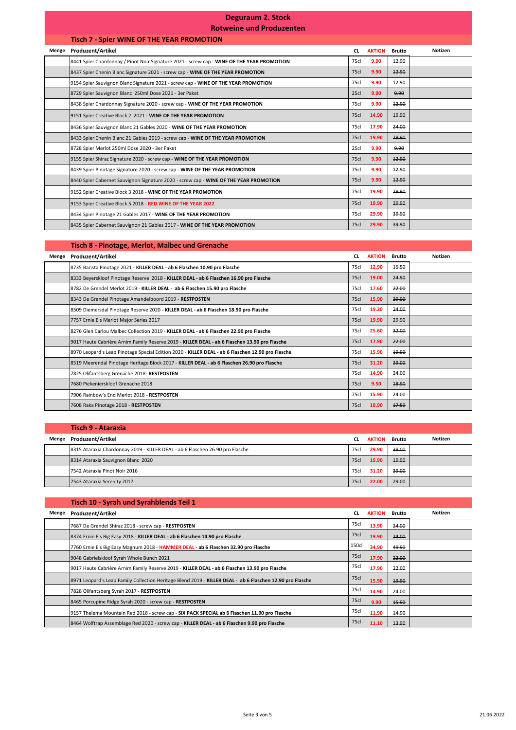# Deguraum 2. Stock

## Rotweine und Produzenten

### Tisch 7 - Spier WINE OF THE YEAR PROMOTION

| Menge | Produzent/Artikel | CL | AKTION | Brutto | Notizen |
|---|---|---|---|---|---|
| | 8441 Spier Chardonnay / Pinot Noir Signature 2021 - screw cap - **WINE OF THE YEAR PROMOTION** | 75cl | 9.90 | ~~12.90~~ | |
| | 8437 Spier Chenin Blanc Signature 2021 - screw cap - **WINE OF THE YEAR PROMOTION** | 75cl | 9.90 | ~~12.90~~ | |
| | 9154 Spier Sauvignon Blanc Signature 2021 - screw cap - **WINE OF THE YEAR PROMOTION** | 75cl | 9.90 | ~~12.90~~ | |
| | 8729 Spier Sauvignon Blanc 250ml Dose 2021 - 3er Paket | 25cl | 9.90 | ~~9.90~~ | |
| | 8438 Spier Chardonnay Signature 2020 - screw cap - **WINE OF THE YEAR PROMOTION** | 75cl | 9.90 | ~~12.90~~ | |
| | 9151 Spier Creative Block 2 2021 - **WINE OF THE YEAR PROMOTION** | 75cl | 14.90 | ~~19.90~~ | |
| | 8436 Spier Sauvignon Blanc 21 Gables 2020 - **WINE OF THE YEAR PROMOTION** | 75cl | 17.90 | ~~24.00~~ | |
| | 8433 Spier Chenin Blanc 21 Gables 2019 - screw cap - **WINE OF THE YEAR PROMOTION** | 75cl | 19.90 | ~~29.90~~ | |
| | 8728 Spier Merlot 250ml Dose 2020 - 3er Paket | 25cl | 9.90 | ~~9.90~~ | |
| | 9155 Spier Shiraz Signature 2020 - screw cap - **WINE OF THE YEAR PROMOTION** | 75cl | 9.90 | ~~12.90~~ | |
| | 8439 Spier Pinotage Signature 2020 - screw cap - **WINE OF THE YEAR PROMOTION** | 75cl | 9.90 | ~~12.90~~ | |
| | 8440 Spier Cabernet Sauvignon Signature 2020 - screw cap - **WINE OF THE YEAR PROMOTION** | 75cl | 9.90 | ~~12.90~~ | |
| | 9152 Spier Creative Block 3 2018 - **WINE OF THE YEAR PROMOTION** | 75cl | 19.90 | ~~29.90~~ | |
| | 9153 Spier Creative Block 5 2018 - **RED WINE OF THE YEAR 2022** | 75cl | 19.90 | ~~29.90~~ | |
| | 8434 Spier Pinotage 21 Gables 2017 - **WINE OF THE YEAR PROMOTION** | 75cl | 29.90 | ~~39.90~~ | |
| | 8435 Spier Cabernet Sauvignon 21 Gables 2017 - **WINE OF THE YEAR PROMOTION** | 75cl | 29.90 | ~~39.90~~ | |

### Tisch 8 - Pinotage, Merlot, Malbec und Grenache

| Menge | Produzent/Artikel | CL | AKTION | Brutto | Notizen |
|---|---|---|---|---|---|
| | 8735 Barista Pinotage 2021 - **KILLER DEAL - ab 6 Flaschen 10.90 pro Flasche** | 75cl | 12.90 | ~~15.50~~ | |
| | 8333 Beyerskloof Pinotage Reserve 2018 - **KILLER DEAL - ab 6 Flaschen 16.90 pro Flasche** | 75cl | 19.00 | ~~24.90~~ | |
| | 8782 De Grendel Merlot 2019 - **KILLER DEAL - ab 6 Flaschen 15.90 pro Flasche** | 75cl | 17.60 | ~~22.00~~ | |
| | 8343 De Grendel Pinotage Amandelboord 2019 - **RESTPOSTEN** | 75cl | 15.90 | ~~29.00~~ | |
| | 8509 Diemersdal Pinotage Reserve 2020 - **KILLER DEAL - ab 6 Flaschen 18.90 pro Flasche** | 75cl | 19.20 | ~~24.00~~ | |
| | 7757 Ernie Els Merlot Major Series 2017 | 75cl | 19.90 | ~~29.90~~ | |
| | 8276 Glen Carlou Malbec Collection 2019 - **KILLER DEAL - ab 6 Flaschen 22.90 pro Flasche** | 75cl | 25.60 | ~~32.00~~ | |
| | 9017 Haute Cabrière Arnim Family Reserve 2019 - **KILLER DEAL - ab 6 Flaschen 13.90 pro Flasche** | 75cl | 17.90 | ~~22.00~~ | |
| | 8970 Leopard's Leap Pinotage Special Edition 2020 - **KILLER DEAL - ab 6 Flaschen 12.90 pro Flasche** | 75cl | 15.90 | ~~19.90~~ | |
| | 8519 Meerendal Pinotage Heritage Block 2017 - **KILLER DEAL - ab 6 Flaschen 26.90 pro Flasche** | 75cl | 31.20 | ~~39.00~~ | |
| | 7825 Olifantsberg Grenache 2018- **RESTPOSTEN** | 75cl | 14.90 | ~~24.00~~ | |
| | 7680 Piekenierskloof Grenache 2018 | 75cl | 9.50 | ~~18.90~~ | |
| | 7906 Rainbow's End Merlot 2018 - **RESTPOSTEN** | 75cl | 15.90 | ~~24.00~~ | |
| | 7608 Raka Pinotage 2018 - **RESTPOSTEN** | 75cl | 10.90 | ~~17.50~~ | |

### Tisch 9 - Ataraxia

| Menge | Produzent/Artikel | CL | AKTION | Brutto | Notizen |
|---|---|---|---|---|---|
| | 8315 Ataraxia Chardonnay 2019 - KILLER DEAL - ab 6 Flaschen 26.90 pro Flasche | 75cl | 29.90 | ~~39.00~~ | |
| | 8314 Ataraxia Sauvignon Blanc 2020 | 75cl | 15.90 | ~~19.90~~ | |
| | 7542 Ataraxia Pinot Noir 2016 | 75cl | 31.20 | ~~39.00~~ | |
| | 7543 Ataraxia Serenity 2017 | 75cl | 22.00 | ~~29.00~~ | |

### Tisch 10 - Syrah und Syrahblends Teil 1

| Menge | Produzent/Artikel | CL | AKTION | Brutto | Notizen |
|---|---|---|---|---|---|
| | 7687 De Grendel Shiraz 2018 - screw cap - **RESTPOSTEN** | 75cl | 13.90 | ~~24.00~~ | |
| | 8374 Ernie Els Big Easy 2018 - **KILLER DEAL - ab 6 Flaschen 14.90 pro Flasche** | 75cl | 19.90 | ~~24.00~~ | |
| | 7760 Ernie Els Big Easy Magnum 2018 - **HAMMER DEAL - ab 6 Flaschen 32.90 pro Flasche** | 150cl | 34.90 | ~~49.90~~ | |
| | 9048 Gabrielskloof Syrah Whole Bunch 2021 | 75cl | 17.90 | ~~22.00~~ | |
| | 9017 Haute Cabrière Arnim Family Reserve 2019 - **KILLER DEAL - ab 6 Flaschen 13.90 pro Flasche** | 75cl | 17.90 | ~~22.00~~ | |
| | 8971 Leopard's Leap Family Collection Heritage Blend 2019 - **KILLER DEAL - ab 6 Flaschen 12.90 pro Flasche** | 75cl | 15.90 | ~~19.90~~ | |
| | 7828 Olifantsberg Syrah 2017 - **RESTPOSTEN** | 75cl | 14.90 | ~~24.00~~ | |
| | 8465 Porcupine Ridge Syrah 2020 - screw cap - **RESTPOSTEN** | 75cl | 9.90 | ~~15.90~~ | |
| | 9157 Thelema Mountain Red 2018 - screw cap - **SIX PACK SPECIAL ab 6 Flaschen 11.90 pro Flasche** | 75cl | 11.90 | ~~14.90~~ | |
| | 8464 Wolftrap Assemblage Red 2020 - screw cap - **KILLER DEAL - ab 6 Flaschen 9.90 pro Flasche** | 75cl | 11.10 | ~~13.90~~ | |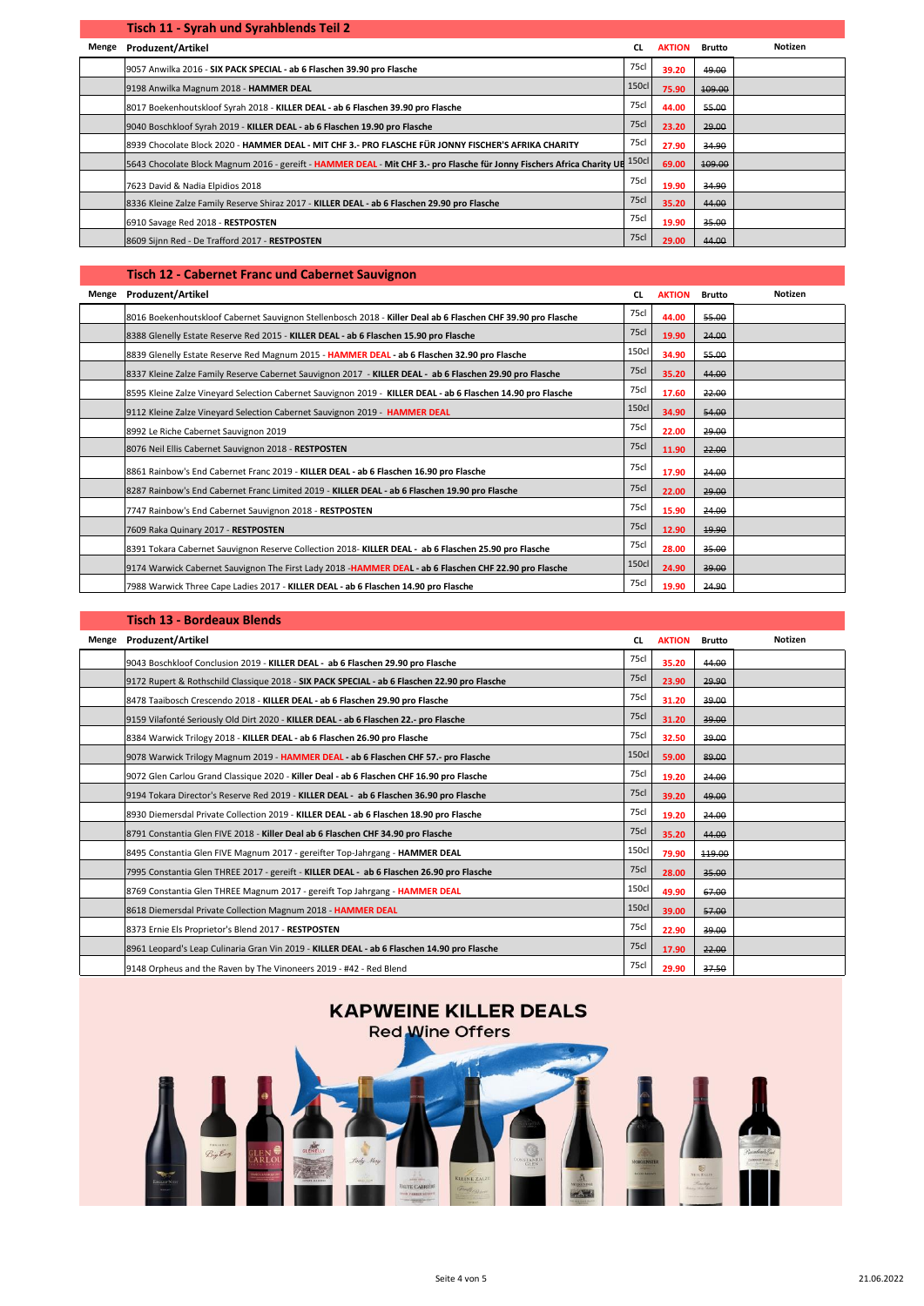## Tisch 11 - Syrah und Syrahblends Teil 2

| Menge | Produzent/Artikel | CL | AKTION | Brutto | Notizen |
|---|---|---|---|---|---|
| | 9057 Anwilka 2016 - **SIX PACK SPECIAL - ab 6 Flaschen 39.90 pro Flasche** | 75cl | 39.20 | ~~49.00~~ | |
| | 9198 Anwilka Magnum 2018 - **HAMMER DEAL** | 150cl | 75.90 | ~~109.00~~ | |
| | 8017 Boekenhoutskloof Syrah 2018 - **KILLER DEAL - ab 6 Flaschen 39.90 pro Flasche** | 75cl | 44.00 | ~~55.00~~ | |
| | 9040 Boschkloof Syrah 2019 - **KILLER DEAL - ab 6 Flaschen 19.90 pro Flasche** | 75cl | 23.20 | ~~29.00~~ | |
| | 8939 Chocolate Block 2020 - **HAMMER DEAL - MIT CHF 3.- PRO FLASCHE FÜR JONNY FISCHER'S AFRIKA CHARITY** | 75cl | 27.90 | ~~34.90~~ | |
| | 5643 Chocolate Block Magnum 2016 - gereift - **HAMMER DEAL** - **Mit CHF 3.- pro Flasche für Jonny Fischers Africa Charity UE** | 150cl | 69.00 | ~~109.00~~ | |
| | 7623 David & Nadia Elpidios 2018 | 75cl | 19.90 | ~~34.90~~ | |
| | 8336 Kleine Zalze Family Reserve Shiraz 2017 - **KILLER DEAL - ab 6 Flaschen 29.90 pro Flasche** | 75cl | 35.20 | ~~44.00~~ | |
| | 6910 Savage Red 2018 - **RESTPOSTEN** | 75cl | 19.90 | ~~35.00~~ | |
| | 8609 Sijnn Red - De Trafford 2017 - **RESTPOSTEN** | 75cl | 29.00 | ~~44.00~~ | |

## Tisch 12 - Cabernet Franc und Cabernet Sauvignon

| Menge | Produzent/Artikel | CL | AKTION | Brutto | Notizen |
|---|---|---|---|---|---|
| | 8016 Boekenhoutskloof Cabernet Sauvignon Stellenbosch 2018 - **Killer Deal ab 6 Flaschen CHF 39.90 pro Flasche** | 75cl | 44.00 | ~~55.00~~ | |
| | 8388 Glenelly Estate Reserve Red 2015 - **KILLER DEAL - ab 6 Flaschen 15.90 pro Flasche** | 75cl | 19.90 | ~~24.00~~ | |
| | 8839 Glenelly Estate Reserve Red Magnum 2015 - **HAMMER DEAL - ab 6 Flaschen 32.90 pro Flasche** | 150cl | 34.90 | ~~55.00~~ | |
| | 8337 Kleine Zalze Family Reserve Cabernet Sauvignon 2017 - **KILLER DEAL - ab 6 Flaschen 29.90 pro Flasche** | 75cl | 35.20 | ~~44.00~~ | |
| | 8595 Kleine Zalze Vineyard Selection Cabernet Sauvignon 2019 - **KILLER DEAL - ab 6 Flaschen 14.90 pro Flasche** | 75cl | 17.60 | ~~22.00~~ | |
| | 9112 Kleine Zalze Vineyard Selection Cabernet Sauvignon 2019 - **HAMMER DEAL** | 150cl | 34.90 | ~~54.00~~ | |
| | 8992 Le Riche Cabernet Sauvignon 2019 | 75cl | 22.00 | ~~29.00~~ | |
| | 8076 Neil Ellis Cabernet Sauvignon 2018 - **RESTPOSTEN** | 75cl | 11.90 | ~~22.00~~ | |
| | 8861 Rainbow's End Cabernet Franc 2019 - **KILLER DEAL - ab 6 Flaschen 16.90 pro Flasche** | 75cl | 17.90 | ~~24.00~~ | |
| | 8287 Rainbow's End Cabernet Franc Limited 2019 - **KILLER DEAL - ab 6 Flaschen 19.90 pro Flasche** | 75cl | 22.00 | ~~29.00~~ | |
| | 7747 Rainbow's End Cabernet Sauvignon 2018 - **RESTPOSTEN** | 75cl | 15.90 | ~~24.00~~ | |
| | 7609 Raka Quinary 2017 - **RESTPOSTEN** | 75cl | 12.90 | ~~19.90~~ | |
| | 8391 Tokara Cabernet Sauvignon Reserve Collection 2018- **KILLER DEAL - ab 6 Flaschen 25.90 pro Flasche** | 75cl | 28.00 | ~~35.00~~ | |
| | 9174 Warwick Cabernet Sauvignon The First Lady 2018 -**HAMMER DEAL - ab 6 Flaschen CHF 22.90 pro Flasche** | 150cl | 24.90 | ~~39.00~~ | |
| | 7988 Warwick Three Cape Ladies 2017 - **KILLER DEAL - ab 6 Flaschen 14.90 pro Flasche** | 75cl | 19.90 | ~~24.90~~ | |

## Tisch 13 - Bordeaux Blends

| Menge | Produzent/Artikel | CL | AKTION | Brutto | Notizen |
|---|---|---|---|---|---|
| | 9043 Boschkloof Conclusion 2019 - **KILLER DEAL - ab 6 Flaschen 29.90 pro Flasche** | 75cl | 35.20 | ~~44.00~~ | |
| | 9172 Rupert & Rothschild Classique 2018 - **SIX PACK SPECIAL - ab 6 Flaschen 22.90 pro Flasche** | 75cl | 23.90 | ~~29.90~~ | |
| | 8478 Taaibosch Crescendo 2018 - **KILLER DEAL - ab 6 Flaschen 29.90 pro Flasche** | 75cl | 31.20 | ~~39.00~~ | |
| | 9159 Vilafonté Seriously Old Dirt 2020 - **KILLER DEAL - ab 6 Flaschen 22.- pro Flasche** | 75cl | 31.20 | ~~39.00~~ | |
| | 8384 Warwick Trilogy 2018 - **KILLER DEAL - ab 6 Flaschen 26.90 pro Flasche** | 75cl | 32.50 | ~~39.00~~ | |
| | 9078 Warwick Trilogy Magnum 2019 - **HAMMER DEAL - ab 6 Flaschen CHF 57.- pro Flasche** | 150cl | 59.00 | ~~89.00~~ | |
| | 9072 Glen Carlou Grand Classique 2020 - **Killer Deal - ab 6 Flaschen CHF 16.90 pro Flasche** | 75cl | 19.20 | ~~24.00~~ | |
| | 9194 Tokara Director's Reserve Red 2019 - **KILLER DEAL - ab 6 Flaschen 36.90 pro Flasche** | 75cl | 39.20 | ~~49.00~~ | |
| | 8930 Diemersdal Private Collection 2019 - **KILLER DEAL - ab 6 Flaschen 18.90 pro Flasche** | 75cl | 19.20 | ~~24.00~~ | |
| | 8791 Constantia Glen FIVE 2018 - **Killer Deal ab 6 Flaschen CHF 34.90 pro Flasche** | 75cl | 35.20 | ~~44.00~~ | |
| | 8495 Constantia Glen FIVE Magnum 2017 - gereifter Top-Jahrgang - **HAMMER DEAL** | 150cl | 79.90 | ~~119.00~~ | |
| | 7995 Constantia Glen THREE 2017 - gereift - **KILLER DEAL - ab 6 Flaschen 26.90 pro Flasche** | 75cl | 28.00 | ~~35.00~~ | |
| | 8769 Constantia Glen THREE Magnum 2017 - gereift Top Jahrgang - **HAMMER DEAL** | 150cl | 49.90 | ~~67.00~~ | |
| | 8618 Diemersdal Private Collection Magnum 2018 - **HAMMER DEAL** | 150cl | 39.00 | ~~57.00~~ | |
| | 8373 Ernie Els Proprietor's Blend 2017 - **RESTPOSTEN** | 75cl | 22.90 | ~~39.00~~ | |
| | 8961 Leopard's Leap Culinaria Gran Vin 2019 - **KILLER DEAL - ab 6 Flaschen 14.90 pro Flasche** | 75cl | 17.90 | ~~22.00~~ | |
| | 9148 Orpheus and the Raven by The Vinoneers 2019 - #42 - Red Blend | 75cl | 29.90 | ~~37.50~~ | |

**KAPWEINE KILLER DEALS**

Red Wine Offers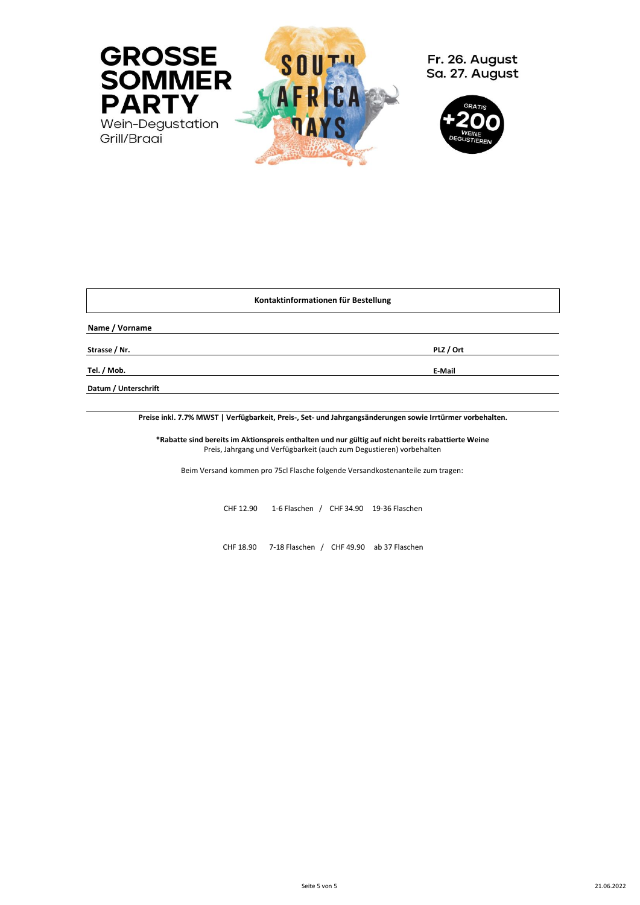# GROSSE SOMMER PARTY

Wein-Degustation
Grill/Braai

SOUTH AFRICA DAYS

Fr. 26. August
Sa. 27. August

GRATIS +200 WEINE DEGUSTIEREN

| Kontaktinformationen für Bestellung | |
|---|---|
| **Name / Vorname** | |
| **Strasse / Nr.** | **PLZ / Ort** |
| **Tel. / Mob.** | **E-Mail** |
| **Datum / Unterschrift** | |

**Preise inkl. 7.7% MWST | Verfügbarkeit, Preis-, Set- und Jahrgangsänderungen sowie Irrtürmer vorbehalten.**

**\*Rabatte sind bereits im Aktionspreis enthalten und nur gültig auf nicht bereits rabattierte Weine**
Preis, Jahrgang und Verfügbarkeit (auch zum Degustieren) vorbehalten

Beim Versand kommen pro 75cl Flasche folgende Versandkostenanteile zum tragen:

CHF 12.90 1-6 Flaschen / CHF 34.90 19-36 Flaschen

CHF 18.90 7-18 Flaschen / CHF 49.90 ab 37 Flaschen

21.06.2022